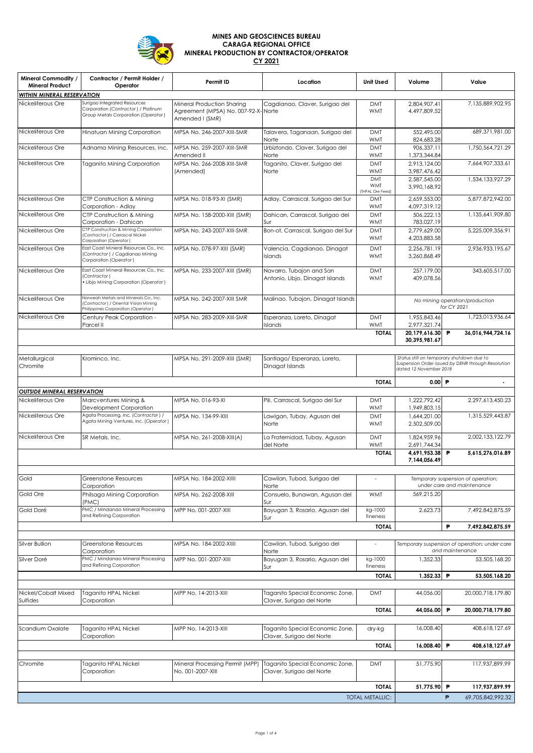# MINES AND GEOSCIENCES BUREAU
## CARAGA REGIONAL OFFICE
## MINERAL PRODUCTION BY CONTRACTOR/OPERATOR
## CY 2021

| Mineral Commodity / Mineral Product | Contractor / Permit Holder / Operator | Permit ID | Location | Unit Used | Volume | Value |
|---|---|---|---|---|---|---|
| ***WITHIN MINERAL RESERVATION*** | | | | | | |
| Nickeliferous Ore | Surigao Integrated Resources Corporation (Contractor) / Platinum Group Metals Corporation (Operator) | Mineral Production Sharing Agreement (MPSA) No. 007-92-X-Amended I (SMR) | Cagdianao, Claver, Surigao del Norte | DMT<br>WMT | 2,804,907.41<br>4,497,809.52 | 7,135,889,902.95 |
| Nickeliferous Ore | Hinatuan Mining Corporation | MPSA No. 246-2007-XIII-SMR | Talavera, Taganaan, Surigao del Norte | DMT<br>WMT | 552,495.00<br>824,683.28 | 689,371,981.00 |
| Nickeliferous Ore | Adnama Mining Resources, Inc. | MPSA No. 259-2007-XIII-SMR Amended II | Urbiztondo, Claver, Surigao del Norte | DMT<br>WMT | 906,337.11<br>1,373,344.84 | 1,750,564,721.29 |
| Nickeliferous Ore | Taganito Mining Corporation | MPSA No. 266-2008-XIII-SMR (Amended) | Taganito, Claver, Surigao del Norte | DMT<br>WMT | 2,913,124.00<br>3,987,476.42 | 7,664,907,333.61 |
| | | | | DMT<br>WMT<br>(THPAL Ore Feed) | 2,587,545.00<br>3,990,168.92 | 1,534,133,927.29 |
| Nickeliferous Ore | CTP Construction & Mining Corporation - Adlay | MPSA No. 018-93-XI (SMR) | Adlay, Carrascal, Surigao del Sur | DMT<br>WMT | 2,659,553.00<br>4,097,319.12 | 5,877,872,942.00 |
| Nickeliferous Ore | CTP Construction & Mining Corporation - Dahican | MPSA No. 158-2000-XIII (SMR) | Dahican, Carrascal, Surigao del Sur | DMT<br>WMT | 506,222.13<br>783,027.19 | 1,135,641,909.80 |
| Nickeliferous Ore | CTP Construction & Mining Corporation (Contractor) / Carrascal Nickel Corporation (Operator) | MPSA No. 243-2007-XIII-SMR | Bon-ot, Carrascal, Surigao del Sur | DMT<br>WMT | 2,779,629.00<br>4,203,883.58 | 5,225,009,356.91 |
| Nickeliferous Ore | East Coast Mineral Resources Co., Inc. (Contractor) / Cagdianao Mining Corporation (Operator) | MPSA No. 078-97-XIII (SMR) | Valencia, Cagdianao, Dinagat Islands | DMT<br>WMT | 2,256,781.19<br>3,260,868.49 | 2,936,933,195.67 |
| Nickeliferous Ore | East Coast Mineral Resources Co., Inc. (Contractor) • Libjo Mining Corporation (Operator) | MPSA No. 233-2007-XIII (SMR) | Navarro, Tubajon and San Antonio, Libjo, Dinagat Islands | DMT<br>WMT | 257,179.00<br>409,078.56 | 343,605,517.00 |
| Nickeliferous Ore | Norweah Metals and Minerals Co., Inc. (Contractor) / Oriental Vision Mining Philippines Corporation (Operator) | MPSA No. 242-2007-XIII SMR | Malinao, Tubajon, Dinagat Islands | | *No mining operation/production for CY 2021* | |
| Nickeliferous Ore | Century Peak Corporation - Parcel II | MPSA No. 283-2009-XIII-SMR | Esperanza, Loreto, Dinagat Islands | DMT<br>WMT | 1,955,843.46<br>2,977,321.74 | 1,723,013,936.64 |
| | | | | **TOTAL** | **20,179,616.30**<br>**30,395,981.67** | **₱ 36,016,944,724.16** |
| Metallurgical Chromite | Krominco, Inc. | MPSA No. 291-2009-XIII (SMR) | Santiago/ Esperanza, Loreto, Dinagat Islands | | *Status still on temporary shutdown due to Suspension Order issued by DENR through Resolution dated 12 November 2018* | |
| | | | | **TOTAL** | **0.00** | **₱ -** |
| ***OUTSIDE MINERAL RESERVATION*** | | | | | | |
| Nickeliferous Ore | Marcventures Mining & Development Corporation | MPSA No. 016-93-XI | Pili, Carrascal, Surigao del Sur | DMT<br>WMT | 1,222,792.42<br>1,949,803.15 | 2,297,613,450.23 |
| Nickeliferous Ore | Agata Processing, Inc. (Contractor) / Agata Mining Ventures, Inc. (Operator) | MPSA No. 134-99-XIII | Lawigan, Tubay, Agusan del Norte | DMT<br>WMT | 1,644,201.00<br>2,502,509.00 | 1,315,529,443.87 |
| Nickeliferous Ore | SR Metals, Inc. | MPSA No. 261-2008-XIII(A) | La Fraternidad, Tubay, Agusan del Norte | DMT<br>WMT | 1,824,959.96<br>2,691,744.34 | 2,002,133,122.79 |
| | | | | **TOTAL** | **4,691,953.38**<br>**7,144,056.49** | **₱ 5,615,276,016.89** |
| Gold | Greenstone Resources Corporation | MPSA No. 184-2002-XIIII | Cawilan, Tubod, Surigao del Norte | - | *Temporary suspension of operation; under care and maintenance* | |
| Gold Ore | Philsaga Mining Corporation (PMC) | MPSA No. 262-2008-XIII | Consuelo, Bunawan, Agusan del Sur | WMT | 569,215.20 | |
| Gold Doré | PMC / Mindanao Mineral Processing and Refining Corporation | MPP No. 001-2007-XIII | Bayugan 3, Rosario, Agusan del Sur | kg-1000 fineness | 2,623.73 | 7,492,842,875.59 |
| | | | | **TOTAL** | | **₱ 7,492,842,875.59** |
| Silver Bullion | Greenstone Resources Corporation | MPSA No. 184-2002-XIIII | Cawilan, Tubod, Surigao del Norte | - | *Temporary suspension of operation; under care and maintenance* | |
| Silver Doré | PMC / Mindanao Mineral Processing and Refining Corporation | MPP No. 001-2007-XIII | Bayugan 3, Rosario, Agusan del Sur | kg-1000 fineness | 1,352.33 | 53,505,168.20 |
| | | | | **TOTAL** | **1,352.33** | **₱ 53,505,168.20** |
| Nickel/Cobalt Mixed Sulfides | Taganito HPAL Nickel Corporation | MPP No. 14-2013-XIII | Taganito Special Economic Zone, Claver, Surigao del Norte | DMT | 44,056.00 | 20,000,718,179.80 |
| | | | | **TOTAL** | **44,056.00** | **₱ 20,000,718,179.80** |
| Scandium Oxalate | Taganito HPAL Nickel Corporation | MPP No. 14-2013-XIII | Taganito Special Economic Zone, Claver, Surigao del Norte | dry-kg | 16,008.40 | 408,618,127.69 |
| | | | | **TOTAL** | **16,008.40** | **₱ 408,618,127.69** |
| Chromite | Taganito HPAL Nickel Corporation | Mineral Processing Permit (MPP) No. 001-2007-XIII | Taganito Special Economic Zone, Claver, Surigao del Norte | DMT | 51,775.90 | 117,937,899.99 |
| | | | | **TOTAL** | **51,775.90** | **₱ 117,937,899.99** |
| | | | | TOTAL METALLIC: | | **₱ 69,705,842,992.32** |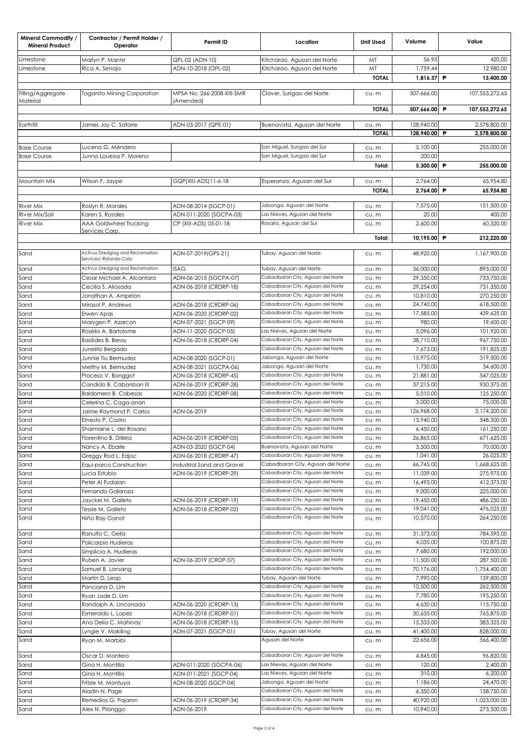| Mineral Commodity / Mineral Product | Contractor / Permit Holder / Operator | Permit ID | Location | Unit Used | Volume | Value |
|---|---|---|---|---|---|---|
| Limestone | Marlyn P. Mante | QPL-02 (ADN-10) | Kitcharao, Agusan del Norte | MT | 56.93 | 420.00 |
| Limestone | Rica A. Senaja | ADN-10-2018 (OPL-02) | Kitcharao, Agusan del Norte | MT | 1,759.44 | 12,980.00 |
| | | | | **TOTAL** | **1,816.37** | **₱ 13,400.00** |
| Filling/Aggregate Material | Taganito Mining Corporation | MPSA No. 266-2008-XIII-SMR (Amended) | Claver, Surigao del Norte | cu. m | 507,666.00 | 107,553,272.65 |
| | | | | **TOTAL** | **507,666.00** | **₱ 107,553,272.65** |
| Earthfill | James Jay C. Satorre | ADN-03-2017 (QPE-01) | Buenavista, Agusan del Norte | cu. m | 128,940.00 | 2,578,800.00 |
| | | | | **TOTAL** | **128,940.00** | **₱ 2,578,800.00** |
| Base Course | Lucena G. Mendero | | San Miguel, Surigao del Sur | cu. m | 5,100.00 | 255,000.00 |
| Base Course | Junna Loueisa P. Moreno | | San Miguel, Surigao del Sur | cu. m | 200.00 | |
| | | | | **Total:** | **5,300.00** | **₱ 255,000.00** |
| Mountain Mix | Wilson F. Jaype | GQP(XIII-ADS)11-6-18 | Esperanza, Agusan del Sur | cu. m | 2,764.00 | 65,954.80 |
| | | | | **TOTAL** | **2,764.00** | **₱ 65,954.80** |
| River Mix | Roslyn R. Morales | ADN-08-2014 (SGCP-01) | Jabonga, Agusan del Norte | cu. m | 7,575.00 | 151,500.00 |
| River Mix/Soil | Karen S. Rosales | ADN-011-2020 (SGCPA-03) | Las Nieves, Agusan del Norte | cu. m | 20.00 | 400.00 |
| River Mix | AAA Goldwheel Trucking Services Corp. | CP (XIII-ADS) 05-01-18 | Rosario, Agusan del Sur | cu. m | 2,600.00 | 60,320.00 |
| | | | | **Total:** | **10,195.00** | **₱ 212,220.00** |
| Sand | Activus Dredging and Reclamation Services/ Rolando Calo | ADN-07-2019(GPS-21) | Tubay, Agusan del Norte | cu. m | 48,920.00 | 1,167,900.00 |
| Sand | Activus Dredging and Reclamation | ISAG | Tubay, Agusan del Norte | cu. m | 36,000.00 | 893,000.00 |
| Sand | Cesar Michael A. Alcantara | ADN-06-2015 (SGCPA-07) | Cabadbaran City, Agusan del Norte | cu. m | 29,350.00 | 733,750.00 |
| Sand | Cecilia S. Aliosada | ADN-06-2018 (CRDRP-18) | Cabadbaran City, Agusan del Norte | cu. m | 29,254.00 | 731,350.00 |
| Sand | Jonathan A. Ampelon | | Cabadbaran City, Agusan del Norte | cu. m | 10,810.00 | 270,250.00 |
| Sand | Mirasol P. Andrews | ADN-06-2018 (CRDRP-06) | Cabadbaran City, Agusan del Norte | cu. m | 24,740.00 | 618,500.00 |
| Sand | Erwen Apas | ADN-06-2020 (CRDRP-02) | Cabadbaran City, Agusan del Norte | cu. m | 17,585.00 | 439,625.00 |
| Sand | Marygen P. Azarcon | ADN-07-2021 (SGCP-09) | Cabadbaran City, Agusan del Norte | cu. m | 980.00 | 19,600.00 |
| Sand | Roselio A. Bartolome | ADN-11-2020 (SGCP-05) | Las Nieves, Agusan del Norte | cu. m | 5,096.00 | 101,920.00 |
| Sand | Basilides B. Beray | ADN-06-2018 (CRDRP-04) | Cabadbaran City, Agusan del Norte | cu. m | 38,710.00 | 967,750.00 |
| Sand | Junelito Bergado | | Cabadbaran City, Agusan del Norte | cu. m | 7,673.00 | 191,825.00 |
| Sand | Junnie Tiu Bermudez | ADN-08-2020 (SGCP-01) | Jabonga, Agusan del Norte | cu. m | 15,975.00 | 319,500.00 |
| Sand | Melthy M. Bermudez | ADN-08-2021 (SGCPA-06) | Jabonga, Agusan del Norte | cu. m | 1,730.00 | 34,600.00 |
| Sand | Proceso V. Bonggot | ADN-06-2018 (CRDRP-45) | Cabadbaran City, Agusan del Norte | cu. m | 21,881.00 | 547,025.00 |
| Sand | Candido B. Cabanban III | ADN-06-2019 (CRDRP-28) | Cabadbaran City, Agusan del Norte | cu. m | 37,215.00 | 930,375.00 |
| Sand | Baldomero B. Cabesas | ADN-06-2020 (CRDRP-08) | Cabadbaran City, Agusan del Norte | cu. m | 5,010.00 | 125,250.00 |
| Sand | Celerina C. Caga-anan | | Cabadbaran City, Agusan del Norte | cu. m | 3,000.00 | 75,000.00 |
| Sand | Jaime Raymond P. Carlos | ADN-06-2019 | Cabadbaran City, Agusan del Norte | cu. m | 126,968.00 | 3,174,200.00 |
| Sand | Ernesto P. Castro | | Cabadbaran City, Agusan del Norte | cu. m | 13,940.00 | 348,500.00 |
| Sand | Sharmaine L. del Rosario | | Cabadbaran City, Agusan del Norte | cu. m | 6,450.00 | 161,250.00 |
| Sand | Florentino B. Dillera | ADN-06-2019 (CRDRP-05) | Cabadbaran City, Agusan del Norte | cu. m | 26,865.00 | 671,625.00 |
| Sand | Nancy A. Ebarle | ADN-03-2020 (SGCP-04) | Buenavista, Agusan del Norte | cu. m | 3,500.00 | 70,000.00 |
| Sand | Greggy Rod L. Edjoc | ADN-06-2018 (CRDRP-47) | Cabadbaran City, Agusan del Norte | cu. m | 1,041.00 | 26,025.00 |
| Sand | Equi-parco Construction | Industrial Sand and Gravel | Cabadbaran City, Agusan del Norte | cu. m | 66,745.00 | 1,668,625.00 |
| Sand | Lucia Estubio | ADN-06-2019 (CRDRP-29) | Cabadbaran City, Agusan del Norte | cu. m | 11,039.00 | 275,975.00 |
| Sand | Peter Al Fudalan | | Cabadbaran City, Agusan del Norte | cu. m | 16,495.00 | 412,375.00 |
| Sand | Fernando Galaroza | | Cabadbaran City, Agusan del Norte | cu. m | 9,000.00 | 225,000.00 |
| Sand | Jayckel M. Galleto | ADN-06-2019 (CRDRP-19) | Cabadbaran City, Agusan del Norte | cu. m | 19,450.00 | 486,250.00 |
| Sand | Tessie M. Galleto | ADN-06-2018 (CRDRP-02) | Cabadbaran City, Agusan del Norte | cu. m | 19,041.00 | 476,025.00 |
| Sand | Niño Ray Ganot | | Cabadbaran City, Agusan del Norte | cu. m | 10,570.00 | 264,250.00 |
| Sand | Ranulfo C. Gella | | Cabadbaran City, Agusan del Norte | cu. m | 31,373.00 | 784,595.00 |
| Sand | Policarpio Hudieras | | Cabadbaran City, Agusan del Norte | cu. m | 4,035.00 | 100,875.00 |
| Sand | Simplicia A. Hudieras | | Cabadbaran City, Agusan del Norte | cu. m | 7,680.00 | 192,000.00 |
| Sand | Ruben A. Javier | ADN-06-2019 (CRDP-57) | Cabadbaran City, Agusan del Norte | cu. m | 11,500.00 | 287,500.00 |
| Sand | Samuel B. Lansang | | Cabadbaran City, Agusan del Norte | cu. m | 70,176.00 | 1,754,400.00 |
| Sand | Martin D. Leop | | Tubay, Agusan del Norte | cu. m | 7,990.00 | 159,800.00 |
| Sand | Ponciana D. Lim | | Cabadbaran City, Agusan del Norte | cu. m | 10,500.00 | 262,500.00 |
| Sand | Ryan Jade D. Lim | | Cabadbaran City, Agusan del Norte | cu. m | 7,780.00 | 195,250.00 |
| Sand | Randolph A. Linconada | ADN-06-2020 (CRDRP-13) | Cabadbaran City, Agusan del Norte | cu. m | 4,630.00 | 115,750.00 |
| Sand | Esmeraldo L. Lopez | ADN-06-2018 (CRDRP-01) | Cabadbaran City, Agusan del Norte | cu. m | 30,635.00 | 765,875.00 |
| Sand | Ana Delia C. Mahinay | ADN-06-2018 (CRDRP-15) | Cabadbaran City, Agusan del Norte | cu. m | 15,333.00 | 383,325.00 |
| Sand | Lyngie V. Makiling | ADN-07-2021 (SGCP-01) | Tubay, Agusan del Norte | cu. m | 41,400.00 | 828,000.00 |
| Sand | Ryan M. Marbibi | | Agusan del Norte | cu. m | 22,656.00 | 566,400.00 |
| Sand | Oscar D. Montero | | Cabadbaran City, Agusan del Norte | cu. m | 4,845.00 | 96,820.00 |
| Sand | Gina H. Montilla | ADN-011-2020 (SGCPA-06) | Las Nieves, Agusan del Norte | cu. m | 120.00 | 2,400.00 |
| Sand | Gina H. Montilla | ADN-011-2021 (SGCP-04) | Las Nieves, Agusan del Norte | cu. m | 310.00 | 6,200.00 |
| Sand | Fritzie M. Montuya | ADN-08-2020 (SGCP-04) | Jabonga, Agusan del Norte | cu. m | 1,186.00 | 24,470.00 |
| Sand | Aladin N. Page | | Cabadbaran City, Agusan del Norte | cu. m | 6,350.00 | 158,750.00 |
| Sand | Remedios G. Pajaron | ADN-06-2019 (CRDRP-34) | Cabadbaran City, Agusan del Norte | cu. m | 40,920.00 | 1,023,000.00 |
| Sand | Alex N. Pilonggo | ADN-06-2019 | Cabadbaran City, Agusan del Norte | cu. m | 10,940.00 | 273,500.00 |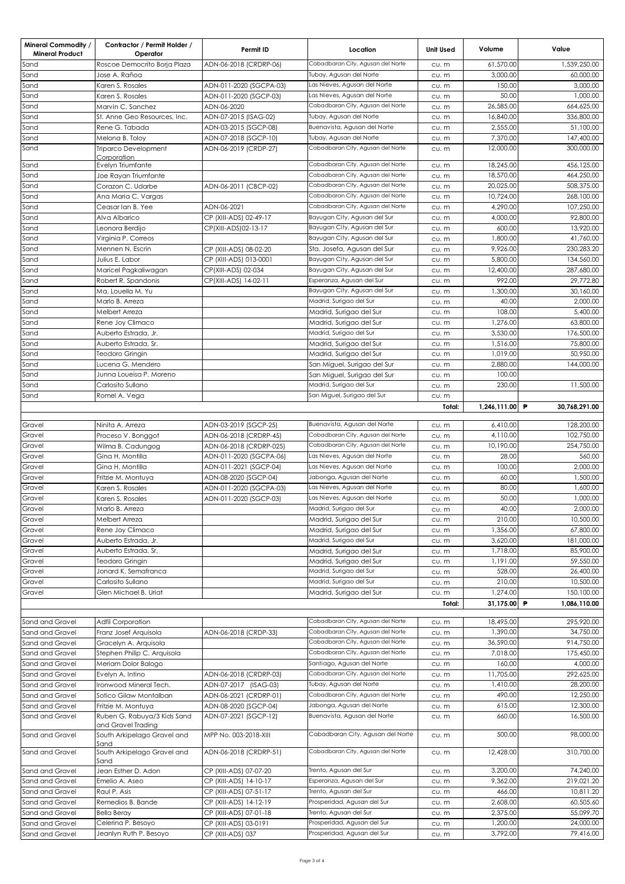| Mineral Commodity / Mineral Product | Contractor / Permit Holder / Operator | Permit ID | Location | Unit Used | Volume | Value |
|---|---|---|---|---|---|---|
| Sand | Roscoe Democrito Borja Plaza | ADN-06-2018 (CRDRP-06) | Cabadbaran City, Agusan del Norte | cu. m | 61,570.00 | 1,539,250.00 |
| Sand | Jose A. Rañoa | | Tubay, Agusan del Norte | cu. m | 3,000.00 | 60,000.00 |
| Sand | Karen S. Rosales | ADN-011-2020 (SGCPA-03) | Las Nieves, Agusan del Norte | cu. m | 150.00 | 3,000.00 |
| Sand | Karen S. Rosales | ADN-011-2020 (SGCP-03) | Las Nieves, Agusan del Norte | cu. m | 50.00 | 1,000.00 |
| Sand | Marvin C. Sanchez | ADN-06-2020 | Cabadbaran City, Agusan del Norte | cu. m | 26,585.00 | 664,625.00 |
| Sand | St. Anne Geo Resources, Inc. | ADN-07-2015 (ISAG-02) | Tubay, Agusan del Norte | cu. m | 16,840.00 | 336,800.00 |
| Sand | Rene G. Tabada | ADN-03-2015 (SGCP-08) | Buenavista, Agusan del Norte | cu. m | 2,555.00 | 51,100.00 |
| Sand | Melona B. Toloy | ADN-07-2018 (SGCP-10) | Tubay, Agusan del Norte | cu. m | 7,370.00 | 147,400.00 |
| Sand | Triparco Development Corporation | ADN-06-2019 (CRDP-27) | Cabadbaran City, Agusan del Norte | cu. m | 12,000.00 | 300,000.00 |
| Sand | Evelyn Triumfante | | Cabadbaran City, Agusan del Norte | cu. m | 18,245.00 | 456,125.00 |
| Sand | Joe Rayan Triumfante | | Cabadbaran City, Agusan del Norte | cu. m | 18,570.00 | 464,250.00 |
| Sand | Corazon C. Udarbe | ADN-06-2011 (CBCP-02) | Cabadbaran City, Agusan del Norte | cu. m | 20,025.00 | 508,375.00 |
| Sand | Ana Maria C. Vargas | | Cabadbaran City, Agusan del Norte | cu. m | 10,724.00 | 268,100.00 |
| Sand | Ceasar Ian B. Yee | ADN-06-2021 | Cabadbaran City, Agusan del Norte | cu. m | 4,290.00 | 107,250.00 |
| Sand | Alva Albarico | CP (XIII-ADS) 02-49-17 | Bayugan City, Agusan del Sur | cu. m | 4,000.00 | 92,800.00 |
| Sand | Leonora Berdijo | CP(XIII-ADS)02-13-17 | Bayugan City, Agusan del Sur | cu. m | 600.00 | 13,920.00 |
| Sand | Virginia P. Correos | | Bayugan City, Agusan del Sur | cu. m | 1,800.00 | 41,760.00 |
| Sand | Mennen N. Escrin | CP (XIII-ADS) 08-02-20 | Sta. Josefa, Agusan del Sur | cu. m | 9,926.00 | 230,283.20 |
| Sand | Julius E. Labor | CP (XIII-ADS) 013-0001 | Bayugan City, Agusan del Sur | cu. m | 5,800.00 | 134,560.00 |
| Sand | Maricel Pagkaliwagan | CP(XIII-ADS) 02-034 | Bayugan City, Agusan del Sur | cu. m | 12,400.00 | 287,680.00 |
| Sand | Robert R. Spandonis | CP(XIII-ADS) 14-02-11 | Esperanza, Agusan del Sur | cu. m | 992.00 | 29,772.80 |
| Sand | Ma. Louella M. Yu | | Bayugan City, Agusan del Sur | cu. m | 1,300.00 | 30,160.00 |
| Sand | Marlo B. Arreza | | Madrid, Surigao del Sur | cu. m | 40.00 | 2,000.00 |
| Sand | Melbert Arreza | | Madrid, Surigao del Sur | cu. m | 108.00 | 5,400.00 |
| Sand | Rene Joy Climaco | | Madrid, Surigao del Sur | cu. m | 1,276.00 | 63,800.00 |
| Sand | Auberto Estrada, Jr. | | Madrid, Surigao del Sur | cu. m | 3,530.00 | 176,500.00 |
| Sand | Auberto Estrada, Sr. | | Madrid, Surigao del Sur | cu. m | 1,516.00 | 75,800.00 |
| Sand | Teodoro Gringin | | Madrid, Surigao del Sur | cu. m | 1,019.00 | 50,950.00 |
| Sand | Lucena G. Mendero | | San Miguel, Surigao del Sur | cu. m | 2,880.00 | 144,000.00 |
| Sand | Junna Loueisa P. Moreno | | San Miguel, Surigao del Sur | cu. m | 100.00 | |
| Sand | Carlosito Sullano | | Madrid, Surigao del Sur | cu. m | 230.00 | 11,500.00 |
| Sand | Romel A. Vega | | San Miguel, Surigao del Sur | cu. m | | |
| | | | | **Total:** | **1,246,111.00** | **₱ 30,768,291.00** |
| Gravel | Ninita A. Arreza | ADN-03-2019 (SGCP-25) | Buenavista, Agusan del Norte | cu. m | 6,410.00 | 128,200.00 |
| Gravel | Proceso V. Bonggot | ADN-06-2018 (CRDRP-45) | Cabadbaran City, Agusan del Norte | cu. m | 4,110.00 | 102,750.00 |
| Gravel | Wilma B. Cadungog | ADN-06-2018 (CRDRP-025) | Cabadbaran City, Agusan del Norte | cu. m | 10,190.00 | 254,750.00 |
| Gravel | Gina H. Montilla | ADN-011-2020 (SGCPA-06) | Las Nieves, Agusan del Norte | cu. m | 28.00 | 560.00 |
| Gravel | Gina H. Montilla | ADN-011-2021 (SGCP-04) | Las Nieves, Agusan del Norte | cu. m | 100.00 | 2,000.00 |
| Gravel | Fritzie M. Montuya | ADN-08-2020 (SGCP-04) | Jabonga, Agusan del Norte | cu. m | 60.00 | 1,500.00 |
| Gravel | Karen S. Rosales | ADN-011-2020 (SGCPA-03) | Las Nieves, Agusan del Norte | cu. m | 80.00 | 1,600.00 |
| Gravel | Karen S. Rosales | ADN-011-2020 (SGCP-03) | Las Nieves, Agusan del Norte | cu. m | 50.00 | 1,000.00 |
| Gravel | Marlo B. Arreza | | Madrid, Surigao del Sur | cu. m | 40.00 | 2,000.00 |
| Gravel | Melbert Arreza | | Madrid, Surigao del Sur | cu. m | 210.00 | 10,500.00 |
| Gravel | Rene Joy Climaco | | Madrid, Surigao del Sur | cu. m | 1,356.00 | 67,800.00 |
| Gravel | Auberto Estrada, Jr. | | Madrid, Surigao del Sur | cu. m | 3,620.00 | 181,000.00 |
| Gravel | Auberto Estrada, Sr. | | Madrid, Surigao del Sur | cu. m | 1,718.00 | 85,900.00 |
| Gravel | Teodoro Gringin | | Madrid, Surigao del Sur | cu. m | 1,191.00 | 59,550.00 |
| Gravel | Jonard K. Semafranca | | Madrid, Surigao del Sur | cu. m | 528.00 | 26,400.00 |
| Gravel | Carlosito Sullano | | Madrid, Surigao del Sur | cu. m | 210.00 | 10,500.00 |
| Gravel | Glen Michael B. Uriat | | Madrid, Surigao del Sur | cu. m | 1,274.00 | 150,100.00 |
| | | | | **Total:** | **31,175.00** | **₱ 1,086,110.00** |
| Sand and Gravel | Adfil Corporation | | Cabadbaran City, Agusan del Norte | cu. m | 18,495.00 | 295,920.00 |
| Sand and Gravel | Franz Josef Arquisola | ADN-06-2018 (CRDP-33) | Cabadbaran City, Agusan del Norte | cu. m | 1,390.00 | 34,750.00 |
| Sand and Gravel | Gracelyn A. Arquisola | | Cabadbaran City, Agusan del Norte | cu. m | 36,590.00 | 914,750.00 |
| Sand and Gravel | Stephen Philip C. Arquisola | | Cabadbaran City, Agusan del Norte | cu. m | 7,018.00 | 175,450.00 |
| Sand and Gravel | Meriam Dolor Balogo | | Santiago, Agusan del Norte | cu. m | 160.00 | 4,000.00 |
| Sand and Gravel | Evelyn A. Intino | ADN-06-2018 (CRDRP-03) | Cabadbaran City, Agusan del Norte | cu. m | 11,705.00 | 292,625.00 |
| Sand and Gravel | Ironwood Mineral Tech. | ADN-07-2017 (ISAG-03) | Tubay, Agusan del Norte | cu. m | 1,410.00 | 28,200.00 |
| Sand and Gravel | Sotico Gilaw Montalban | ADN-06-2021 (CRDRP-01) | Cabadbaran City, Agusan del Norte | cu. m | 490.00 | 12,250.00 |
| Sand and Gravel | Fritzie M. Montuya | ADN-08-2020 (SGCP-04) | Jabonga, Agusan del Norte | cu. m | 615.00 | 12,300.00 |
| Sand and Gravel | Ruben G. Rabuya/3 Kids Sand and Gravel Trading | ADN-07-2021 (SGCP-12) | Buenavista, Agusan del Norte | cu. m | 660.00 | 16,500.00 |
| Sand and Gravel | South Arkipelago Gravel and Sand | MPP No. 003-2018-XIII | Cabadbaran City, Agusan del Norte | cu. m | 500.00 | 98,000.00 |
| Sand and Gravel | South Arkipelago Gravel and Sand | ADN-06-2018 (CRDRP-51) | Cabadbaran City, Agusan del Norte | cu. m | 12,428.00 | 310,700.00 |
| Sand and Gravel | Jean Esther D. Adon | CP (XIII-ADS) 07-07-20 | Trento, Agusan del Sur | cu. m | 3,200.00 | 74,240.00 |
| Sand and Gravel | Emelio A. Aseo | CP (XIII-ADS) 14-10-17 | Esperanza, Agusan del Sur | cu. m | 9,362.00 | 219,021.20 |
| Sand and Gravel | Raul P. Asis | CP (XIII-ADS) 07-51-17 | Trento, Agusan del Sur | cu. m | 466.00 | 10,811.20 |
| Sand and Gravel | Remedios B. Bande | CP (XIII-ADS) 14-12-19 | Prosperidad, Agusan del Sur | cu. m | 2,608.00 | 60,505.60 |
| Sand and Gravel | Bella Beray | CP (XIII-ADS) 07-01-18 | Trento, Agusan del Sur | cu. m | 2,375.00 | 55,099.70 |
| Sand and Gravel | Celerina P. Besoyo | CP (XIII-ADS) 03-0191 | Prosperidad, Agusan del Sur | cu. m | 1,200.00 | 24,000.00 |
| Sand and Gravel | Jeanlyn Ruth P. Besoyo | CP (XIII-ADS) 037 | Prosperidad, Agusan del Sur | cu. m | 3,792.00 | 79,416.00 |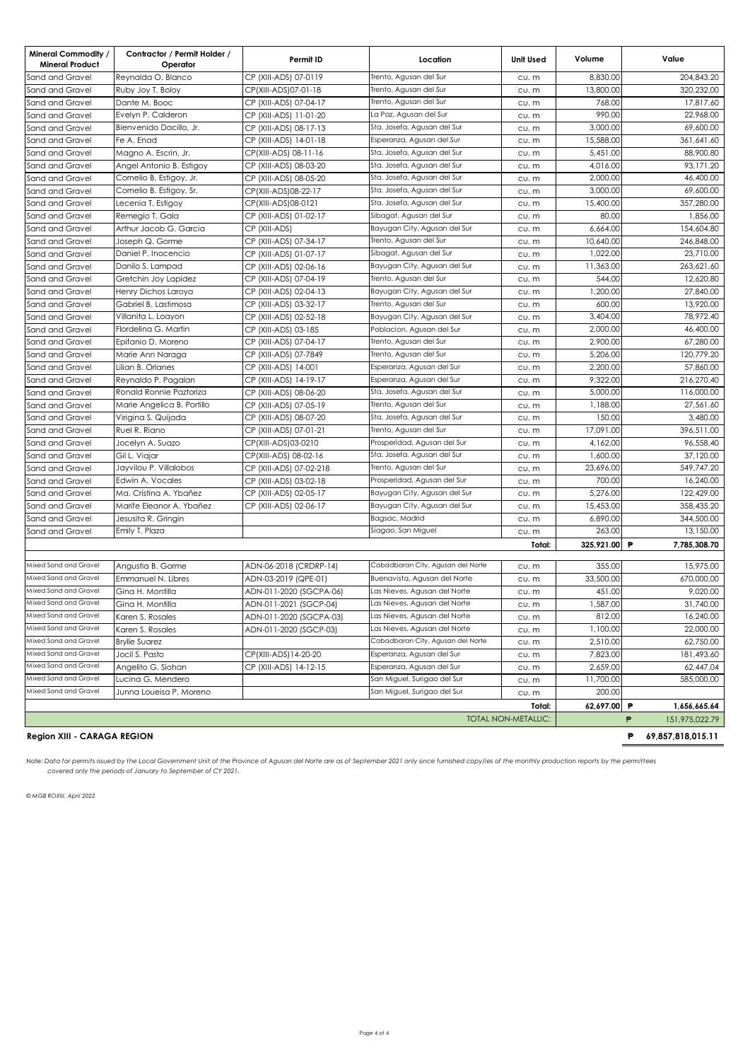| Mineral Commodity / Mineral Product | Contractor / Permit Holder / Operator | Permit ID | Location | Unit Used | Volume | Value |
|---|---|---|---|---|---|---|
| Sand and Gravel | Reynalda O. Blanco | CP (XIII-ADS) 07-0119 | Trento, Agusan del Sur | cu. m | 8,830.00 | 204,843.20 |
| Sand and Gravel | Ruby Joy T. Boloy | CP(XIII-ADS)07-01-18 | Trento, Agusan del Sur | cu. m | 13,800.00 | 320,232.00 |
| Sand and Gravel | Dante M. Booc | CP (XIII-ADS) 07-04-17 | Trento, Agusan del Sur | cu. m | 768.00 | 17,817.60 |
| Sand and Gravel | Evelyn P. Calderon | CP (XIII-ADS) 11-01-20 | La Paz, Agusan del Sur | cu. m | 990.00 | 22,968.00 |
| Sand and Gravel | Bienvenido Dacillo, Jr. | CP (XIII-ADS) 08-17-13 | Sta. Josefa, Agusan del Sur | cu. m | 3,000.00 | 69,600.00 |
| Sand and Gravel | Fe A. Enad | CP (XIII-ADS) 14-01-18 | Esperanza, Agusan del Sur | cu. m | 15,588.00 | 361,641.60 |
| Sand and Gravel | Magno A. Escrin, Jr. | CP(XIII-ADS) 08-11-16 | Sta. Josefa, Agusan del Sur | cu. m | 5,451.00 | 88,900.80 |
| Sand and Gravel | Angel Antonio B. Estigoy | CP (XIII-ADS) 08-03-20 | Sta. Josefa, Agusan del Sur | cu. m | 4,016.00 | 93,171.20 |
| Sand and Gravel | Cornelio B. Estigoy, Jr. | CP (XIII-ADS) 08-05-20 | Sta. Josefa, Agusan del Sur | cu. m | 2,000.00 | 46,400.00 |
| Sand and Gravel | Cornelio B. Estigoy, Sr. | CP(XIII-ADS)08-22-17 | Sta. Josefa, Agusan del Sur | cu. m | 3,000.00 | 69,600.00 |
| Sand and Gravel | Lecenia T. Estigoy | CP(XIII-ADS)08-0121 | Sta. Josefa, Agusan del Sur | cu. m | 15,400.00 | 357,280.00 |
| Sand and Gravel | Remegio T. Gala | CP (XIII-ADS) 01-02-17 | Sibagat, Agusan del Sur | cu. m | 80.00 | 1,856.00 |
| Sand and Gravel | Arthur Jacob G. Garcia | CP (XIII-ADS) | Bayugan City, Agusan del Sur | cu. m | 6,664.00 | 154,604.80 |
| Sand and Gravel | Joseph Q. Gorme | CP (XIII-ADS) 07-34-17 | Trento, Agusan del Sur | cu. m | 10,640.00 | 246,848.00 |
| Sand and Gravel | Daniel P. Inocencio | CP (XIII-ADS) 01-07-17 | Sibagat, Agusan del Sur | cu. m | 1,022.00 | 23,710.00 |
| Sand and Gravel | Danilo S. Lampad | CP (XIII-ADS) 02-06-16 | Bayugan City, Agusan del Sur | cu. m | 11,363.00 | 263,621.60 |
| Sand and Gravel | Gretchin Joy Lapidez | CP (XIII-ADS) 07-04-19 | Trento, Agusan del Sur | cu. m | 544.00 | 12,620.80 |
| Sand and Gravel | Henry Dichos Laroya | CP (XIII-ADS) 02-04-13 | Bayugan City, Agusan del Sur | cu. m | 1,200.00 | 27,840.00 |
| Sand and Gravel | Gabriel B. Lastimosa | CP (XIII-ADS) 03-32-17 | Trento, Agusan del Sur | cu. m | 600.00 | 13,920.00 |
| Sand and Gravel | Villanita L. Loayon | CP (XIII-ADS) 02-52-18 | Bayugan City, Agusan del Sur | cu. m | 3,404.00 | 78,972.40 |
| Sand and Gravel | Flordelina G. Martin | CP (XIII-ADS) 03-185 | Poblacion, Agusan del Sur | cu. m | 2,000.00 | 46,400.00 |
| Sand and Gravel | Epifanio D. Moreno | CP (XIII-ADS) 07-04-17 | Trento, Agusan del Sur | cu. m | 2,900.00 | 67,280.00 |
| Sand and Gravel | Marie Ann Naraga | CP (XIII-ADS) 07-7849 | Trento, Agusan del Sur | cu. m | 5,206.00 | 120,779.20 |
| Sand and Gravel | Lilian B. Orlanes | CP (XIII-ADS) 14-001 | Esperanza, Agusan del Sur | cu. m | 2,200.00 | 57,860.00 |
| Sand and Gravel | Reynaldo P. Pagalan | CP (XIII-ADS) 14-19-17 | Esperanza, Agusan del Sur | cu. m | 9,322.00 | 216,270.40 |
| Sand and Gravel | Ronald Ronnie Paztoriza | CP (XIII-ADS) 08-06-20 | Sta. Josefa, Agusan del Sur | cu. m | 5,000.00 | 116,000.00 |
| Sand and Gravel | Marie Angelica B. Portillo | CP (XIII-ADS) 07-05-19 | Trento, Agusan del Sur | cu. m | 1,188.00 | 27,561.60 |
| Sand and Gravel | Viriglna S. Quijada | CP (XIII-ADS) 08-07-20 | Sta. Josefa, Agusan del Sur | cu. m | 150.00 | 3,480.00 |
| Sand and Gravel | Ruel R. Riano | CP (XIII-ADS) 07-01-21 | Trento, Agusan del Sur | cu. m | 17,091.00 | 396,511.00 |
| Sand and Gravel | Jocelyn A. Suazo | CP(XIII-ADS)03-0210 | Prosperidad, Agusan del Sur | cu. m | 4,162.00 | 96,558.40 |
| Sand and Gravel | Gil L. Viajar | CP(XIII-ADS) 08-02-16 | Sta. Josefa, Agusan del Sur | cu. m | 1,600.00 | 37,120.00 |
| Sand and Gravel | Jayvilou P. Villalobos | CP (XIII-ADS) 07-02-218 | Trento, Agusan del Sur | cu. m | 23,696.00 | 549,747.20 |
| Sand and Gravel | Edwin A. Vocales | CP (XIII-ADS) 03-02-18 | Prosperidad, Agusan del Sur | cu. m | 700.00 | 16,240.00 |
| Sand and Gravel | Ma. Cristina A. Ybañez | CP (XIII-ADS) 02-05-17 | Bayugan City, Agusan del Sur | cu. m | 5,276.00 | 122,429.00 |
| Sand and Gravel | Marife Eleanor A. Ybañez | CP (XIII-ADS) 02-06-17 | Bayugan City, Agusan del Sur | cu. m | 15,453.00 | 358,435.20 |
| Sand and Gravel | Jesusita R. Gringin | | Bagsac, Madrid | cu. m | 6,890.00 | 344,500.00 |
| Sand and Gravel | Emily T. Plaza | | Siagao, San Miguel | cu. m | 263.00 | 13,150.00 |
| | | | | Total: | 325,921.00 | ₱ 7,785,308.70 |
| | | | | | | |
| Mixed Sand and Gravel | Angustia B. Gorme | ADN-06-2018 (CRDRP-14) | Cabadbaran City, Agusan del Norte | cu. m | 355.00 | 15,975.00 |
| Mixed Sand and Gravel | Emmanuel N. Libres | ADN-03-2019 (QPE-01) | Buenavista, Agusan del Norte | cu. m | 33,500.00 | 670,000.00 |
| Mixed Sand and Gravel | Gina H. Montilla | ADN-011-2020 (SGCPA-06) | Las Nieves, Agusan del Norte | cu. m | 451.00 | 9,020.00 |
| Mixed Sand and Gravel | Gina H. Montilla | ADN-011-2021 (SGCP-04) | Las Nieves, Agusan del Norte | cu. m | 1,587.00 | 31,740.00 |
| Mixed Sand and Gravel | Karen S. Rosales | ADN-011-2020 (SGCPA-03) | Las Nieves, Agusan del Norte | cu. m | 812.00 | 16,240.00 |
| Mixed Sand and Gravel | Karen S. Rosales | ADN-011-2020 (SGCP-03) | Las Nieves, Agusan del Norte | cu. m | 1,100.00 | 22,000.00 |
| Mixed Sand and Gravel | Brylle Suarez | | Cabadbaran City, Agusan del Norte | cu. m | 2,510.00 | 62,750.00 |
| Mixed Sand and Gravel | Jocil S. Pasto | CP(XIII-ADS)14-20-20 | Esperanza, Agusan del Sur | cu. m | 7,823.00 | 181,493.60 |
| Mixed Sand and Gravel | Angelito G. Siohan | CP (XIII-ADS) 14-12-15 | Esperanza, Agusan del Sur | cu. m | 2,659.00 | 62,447.04 |
| Mixed Sand and Gravel | Lucina G. Mendero | | San Miguel, Surigao del Sur | cu. m | 11,700.00 | 585,000.00 |
| Mixed Sand and Gravel | Junna Loueisa P. Moreno | | San Miguel, Surigao del Sur | cu. m | 200.00 | |
| | | | | Total: | 62,697.00 | ₱ 1,656,665.64 |
| | | | TOTAL NON-METALLIC: | | | ₱ 151,975,022.79 |

**Region XIII - CARAGA REGION** ₱ **69,857,818,015.11**

Note: *Data for permits issued by the Local Government Unit of the Province of Agusan del Norte are as of September 2021 only since furnished copy/ies of the monthly production reports by the permittees covered only the periods of January to September of CY 2021.*

*© MGB ROXIII, April 2022*